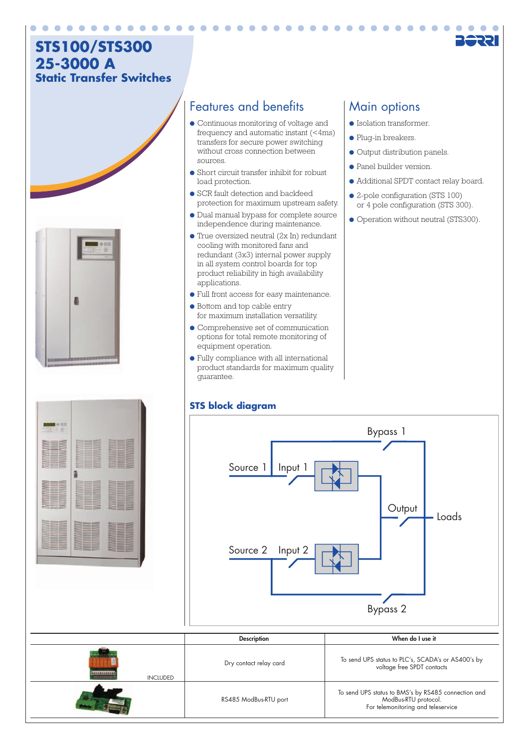# STS100/STS300
# 25-3000 A
## Static Transfer Switches

## Features and benefits

- Continuous monitoring of voltage and frequency and automatic instant (<4ms) transfers for secure power switching without cross connection between sources.
- Short circuit transfer inhibit for robust load protection.
- SCR fault detection and backfeed protection for maximum upstream safety.
- Dual manual bypass for complete source independence during maintenance.
- True oversized neutral (2x In) redundant cooling with monitored fans and redundant (3x3) internal power supply in all system control boards for top product reliability in high availability applications.
- Full front access for easy maintenance.
- Bottom and top cable entry for maximum installation versatility.
- Comprehensive set of communication options for total remote monitoring of equipment operation.
- Fully compliance with all international product standards for maximum quality guarantee.

## Main options

- Isolation transformer.
- Plug-in breakers.
- Output distribution panels.
- Panel builder version.
- Additional SPDT contact relay board.
- 2-pole configuration (STS 100) or 4 pole configuration (STS 300).
- Operation without neutral (STS300).

### STS block diagram

Bypass 1
Source 1 — Input 1
Output — Loads
Source 2 — Input 2
Bypass 2

| | Description | When do I use it |
|---|---|---|
| INCLUDED | Dry contact relay card | To send UPS status to PLC's, SCADA's or AS400's by voltage free SPDT contacts |
| | RS485 ModBus-RTU port | To send UPS status to BMS's by RS485 connection and ModBus-RTU protocol. For telemonitoring and teleservice |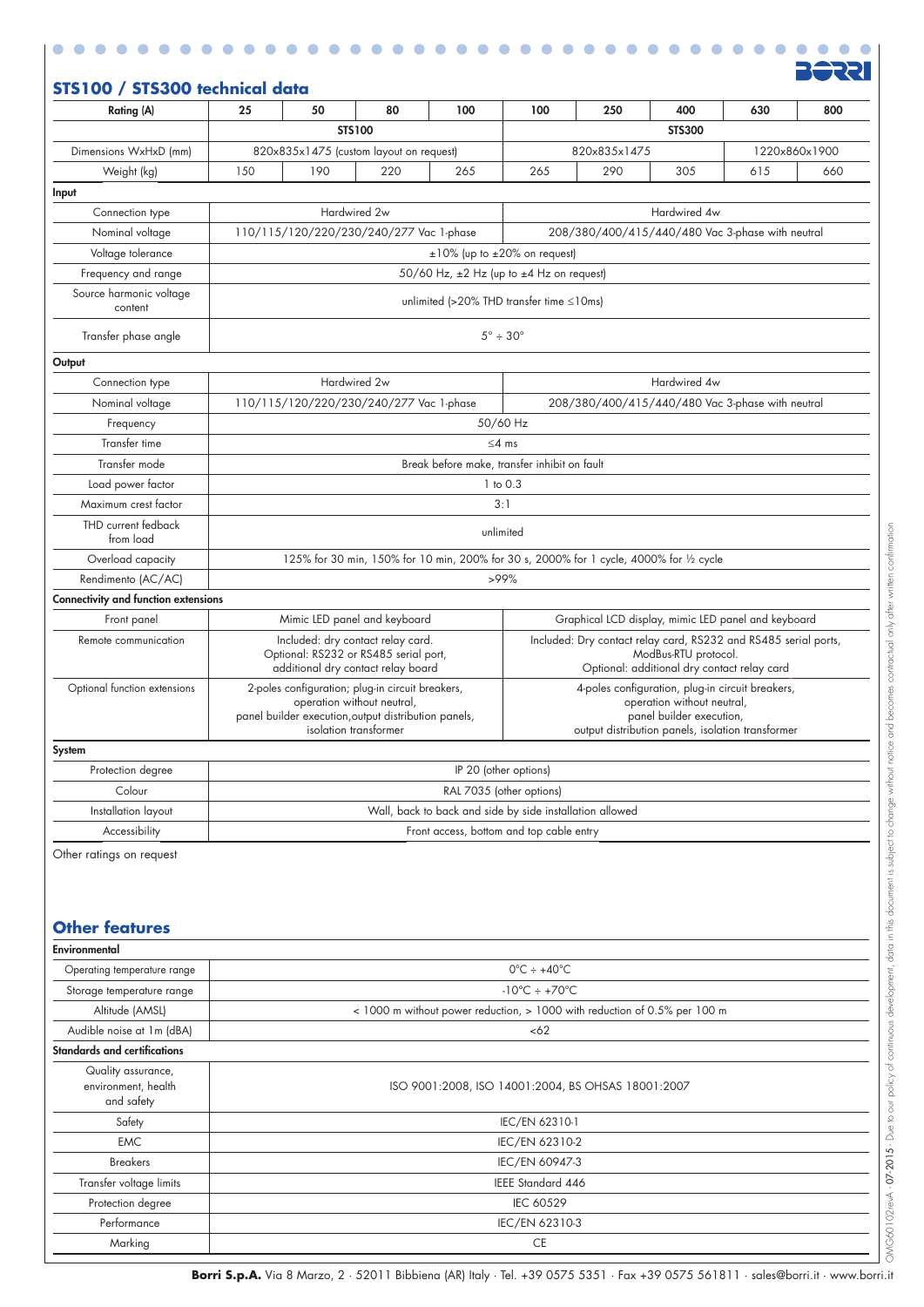## STS100 / STS300 technical data

| Rating (A) | 25 | 50 | 80 | 100 | 100 | 250 | 400 | 630 | 800 |
|---|---|---|---|---|---|---|---|---|---|
| | **STS100** | | | | **STS300** | | | | |
| Dimensions WxHxD (mm) | 820x835x1475 (custom layout on request) | | | | 820x835x1475 | | | 1220x860x1900 | |
| Weight (kg) | 150 | 190 | 220 | 265 | 265 | 290 | 305 | 615 | 660 |
| **Input** | | | | | | | | | |
| Connection type | Hardwired 2w | | | | Hardwired 4w | | | | |
| Nominal voltage | 110/115/120/220/230/240/277 Vac 1-phase | | | | 208/380/400/415/440/480 Vac 3-phase with neutral | | | | |
| Voltage tolerance | ±10% (up to ±20% on request) | | | | | | | | |
| Frequency and range | 50/60 Hz, ±2 Hz (up to ±4 Hz on request) | | | | | | | | |
| Source harmonic voltage content | unlimited (>20% THD transfer time ≤10ms) | | | | | | | | |
| Transfer phase angle | 5° ÷ 30° | | | | | | | | |
| **Output** | | | | | | | | | |
| Connection type | Hardwired 2w | | | | Hardwired 4w | | | | |
| Nominal voltage | 110/115/120/220/230/240/277 Vac 1-phase | | | | 208/380/400/415/440/480 Vac 3-phase with neutral | | | | |
| Frequency | 50/60 Hz | | | | | | | | |
| Transfer time | ≤4 ms | | | | | | | | |
| Transfer mode | Break before make, transfer inhibit on fault | | | | | | | | |
| Load power factor | 1 to 0.3 | | | | | | | | |
| Maximum crest factor | 3:1 | | | | | | | | |
| THD current fedback from load | unlimited | | | | | | | | |
| Overload capacity | 125% for 30 min, 150% for 10 min, 200% for 30 s, 2000% for 1 cycle, 4000% for ½ cycle | | | | | | | | |
| Rendimento (AC/AC) | >99% | | | | | | | | |
| **Connectivity and function extensions** | | | | | | | | | |
| Front panel | Mimic LED panel and keyboard | | | | Graphical LCD display, mimic LED panel and keyboard | | | | |
| Remote communication | Included: dry contact relay card. Optional: RS232 or RS485 serial port, additional dry contact relay board | | | | Included: Dry contact relay card, RS232 and RS485 serial ports, ModBus-RTU protocol. Optional: additional dry contact relay card | | | | |
| Optional function extensions | 2-poles configuration; plug-in circuit breakers, operation without neutral, panel builder execution,output distribution panels, isolation transformer | | | | 4-poles configuration, plug-in circuit breakers, operation without neutral, panel builder execution, output distribution panels, isolation transformer | | | | |
| **System** | | | | | | | | | |
| Protection degree | IP 20 (other options) | | | | | | | | |
| Colour | RAL 7035 (other options) | | | | | | | | |
| Installation layout | Wall, back to back and side by side installation allowed | | | | | | | | |
| Accessibility | Front access, bottom and top cable entry | | | | | | | | |

Other ratings on request

## Other features

| | |
|---|---|
| **Environmental** | |
| Operating temperature range | 0°C ÷ +40°C |
| Storage temperature range | -10°C ÷ +70°C |
| Altitude (AMSL) | < 1000 m without power reduction, > 1000 with reduction of 0.5% per 100 m |
| Audible noise at 1m (dBA) | <62 |
| **Standards and certifications** | |
| Quality assurance, environment, health and safety | ISO 9001:2008, ISO 14001:2004, BS OHSAS 18001:2007 |
| Safety | IEC/EN 62310-1 |
| EMC | IEC/EN 62310-2 |
| Breakers | IEC/EN 60947-3 |
| Transfer voltage limits | IEEE Standard 446 |
| Protection degree | IEC 60529 |
| Performance | IEC/EN 62310-3 |
| Marking | CE |

OMG60102revA 07-2015 - Due to our policy of continuous development, data in this document is subject to change without notice and becomes contractual only after written confirmation

**Borri S.p.A.** Via 8 Marzo, 2 · 52011 Bibbiena (AR) Italy · Tel. +39 0575 5351 · Fax +39 0575 561811 · sales@borri.it · www.borri.it